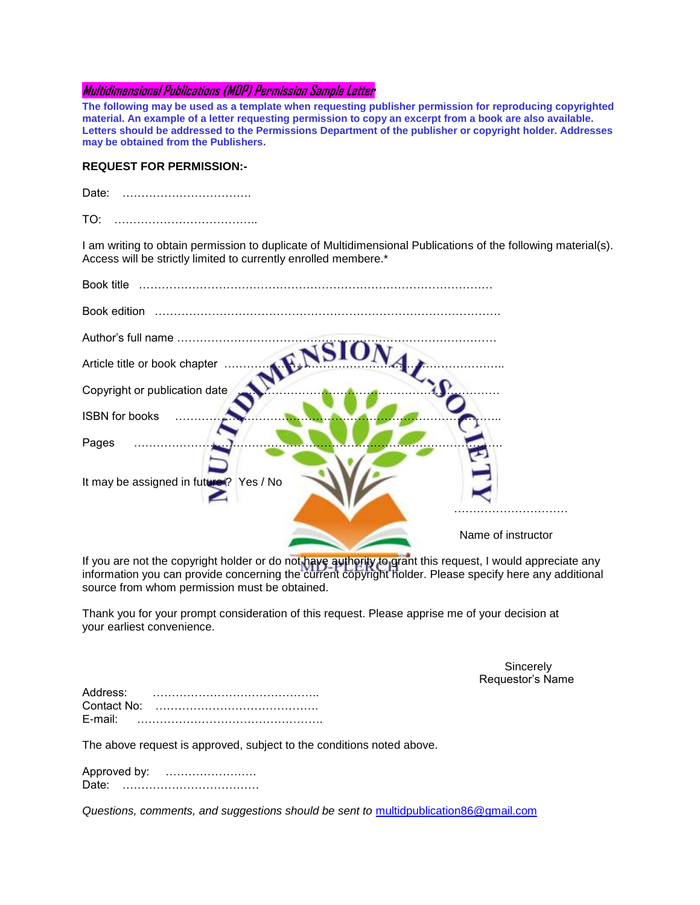***Multidimensional Publications (MDP) Permission Sample Letter***

**The following may be used as a template when requesting publisher permission for reproducing copyrighted material. An example of a letter requesting permission to copy an excerpt from a book are also available. Letters should be addressed to the Permissions Department of the publisher or copyright holder. Addresses may be obtained from the Publishers.**

**REQUEST FOR PERMISSION:-**

Date: ……………………………

TO: ……………………………….

I am writing to obtain permission to duplicate of Multidimensional Publications of the following material(s). Access will be strictly limited to currently enrolled membere.*

Book title ………………………………………………………………………………

Book edition ………………………………………………………………………………

Author's full name ………………………………………………………………………………

Article title or book chapter ……………………………………………………………………..

Copyright or publication date ……………………………………………………………………

ISBN for books ……………………………………………………………………………..

Pages ……………………………………………………………………………………..

It may be assigned in future? Yes / No

…………………………

Name of instructor

If you are not the copyright holder or do not have authority to grant this request, I would appreciate any information you can provide concerning the current copyright holder. Please specify here any additional source from whom permission must be obtained.

Thank you for your prompt consideration of this request. Please apprise me of your decision at your earliest convenience.

Sincerely
Requestor's Name

Address: ……………………………………..
Contact No: …………………………………….
E-mail: ………………………………………….

The above request is approved, subject to the conditions noted above.

Approved by: ……………………
Date: ………………………………

*Questions, comments, and suggestions should be sent to* multidpublication86@gmail.com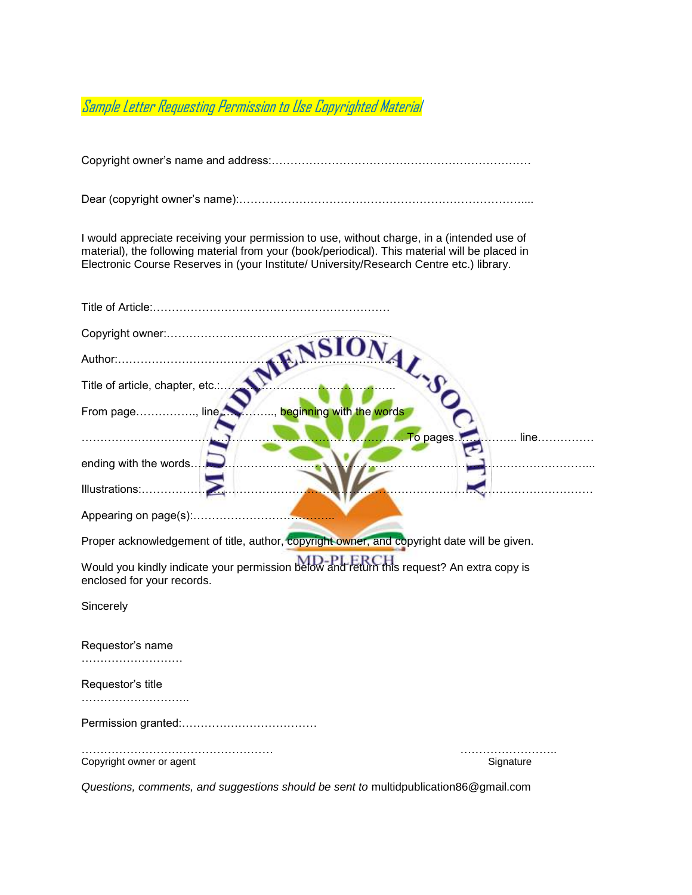*Sample Letter Requesting Permission to Use Copyrighted Material*

Copyright owner's name and address:……………………………………………………………

Dear (copyright owner's name):…………………………………………………………………....

I would appreciate receiving your permission to use, without charge, in a (intended use of material), the following material from your (book/periodical). This material will be placed in Electronic Course Reserves in (your Institute/ University/Research Centre etc.) library.

Title of Article:………………………………………………………

Copyright owner:………………………………………………………

Author:……………………………………………………………………

Title of article, chapter, etc.:……………………………………………..

From page……………., line…………., beginning with the words

……………………………………………………………………………. To pages…………….. line……………

ending with the words……………………………………………………………………………………………...

Illustrations:……………………………………………………………………………………………………………

Appearing on page(s):………………………………..

Proper acknowledgement of title, author, copyright owner, and copyright date will be given.

Would you kindly indicate your permission below and return this request? An extra copy is enclosed for your records.

Sincerely

Requestor's name
………………………

Requestor's title
………………………..

Permission granted:………………………………

…………………………………………… ……………………..
Copyright owner or agent Signature

*Questions, comments, and suggestions should be sent to* multidpublication86@gmail.com